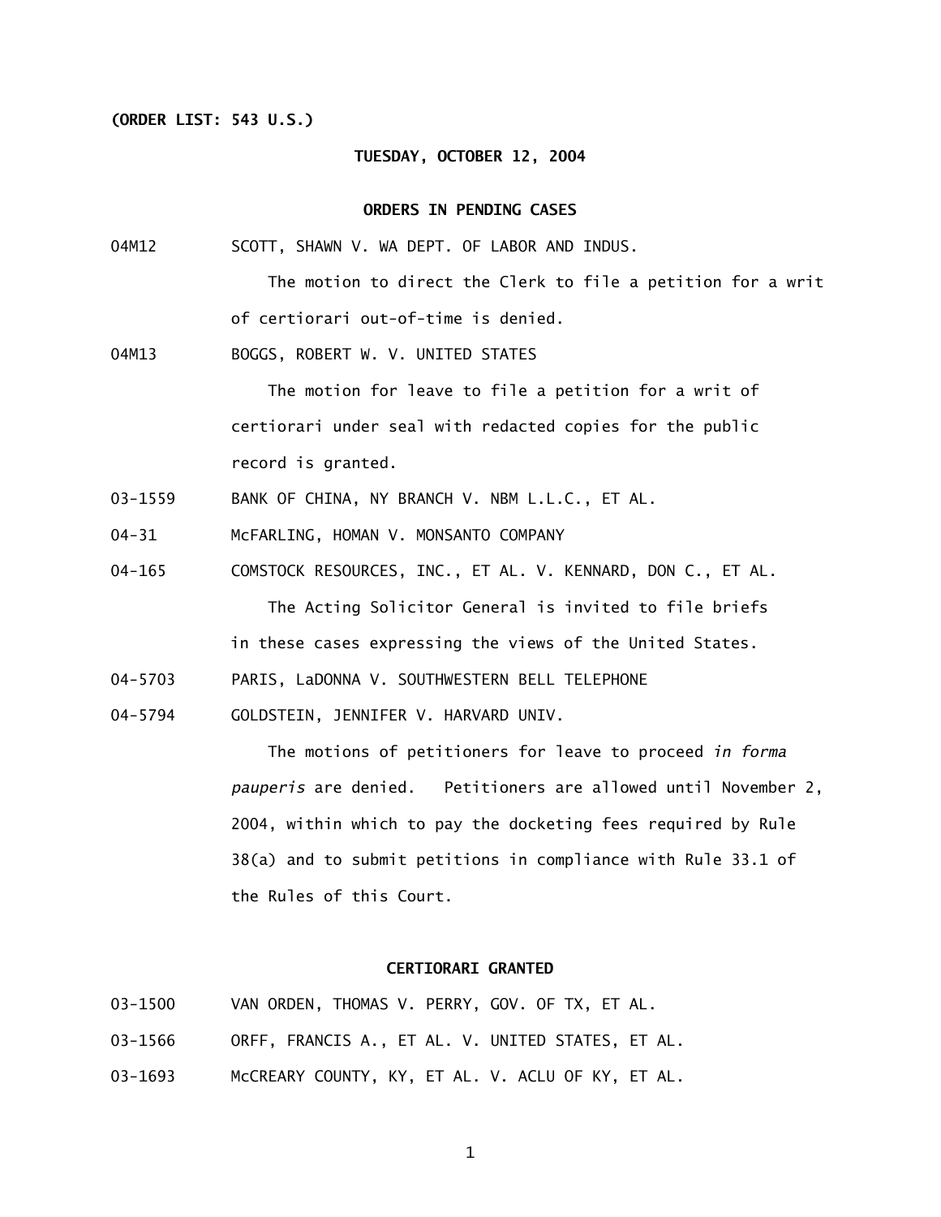**(ORDER LIST: 543 U.S.)**

**TUESDAY, OCTOBER 12, 2004**

**ORDERS IN PENDING CASES**

04M12 SCOTT, SHAWN V. WA DEPT. OF LABOR AND INDUS.

The motion to direct the Clerk to file a petition for a writ of certiorari out-of-time is denied.

04M13 BOGGS, ROBERT W. V. UNITED STATES

The motion for leave to file a petition for a writ of certiorari under seal with redacted copies for the public record is granted.

03-1559 BANK OF CHINA, NY BRANCH V. NBM L.L.C., ET AL.

04-31 McFARLING, HOMAN V. MONSANTO COMPANY

04-165 COMSTOCK RESOURCES, INC., ET AL. V. KENNARD, DON C., ET AL.

The Acting Solicitor General is invited to file briefs in these cases expressing the views of the United States.

04-5703 PARIS, LaDONNA V. SOUTHWESTERN BELL TELEPHONE

04-5794 GOLDSTEIN, JENNIFER V. HARVARD UNIV.

The motions of petitioners for leave to proceed *in forma pauperis* are denied. Petitioners are allowed until November 2, 2004, within which to pay the docketing fees required by Rule 38(a) and to submit petitions in compliance with Rule 33.1 of the Rules of this Court.

**CERTIORARI GRANTED**

03-1500 VAN ORDEN, THOMAS V. PERRY, GOV. OF TX, ET AL.

03-1566 ORFF, FRANCIS A., ET AL. V. UNITED STATES, ET AL.

03-1693 McCREARY COUNTY, KY, ET AL. V. ACLU OF KY, ET AL.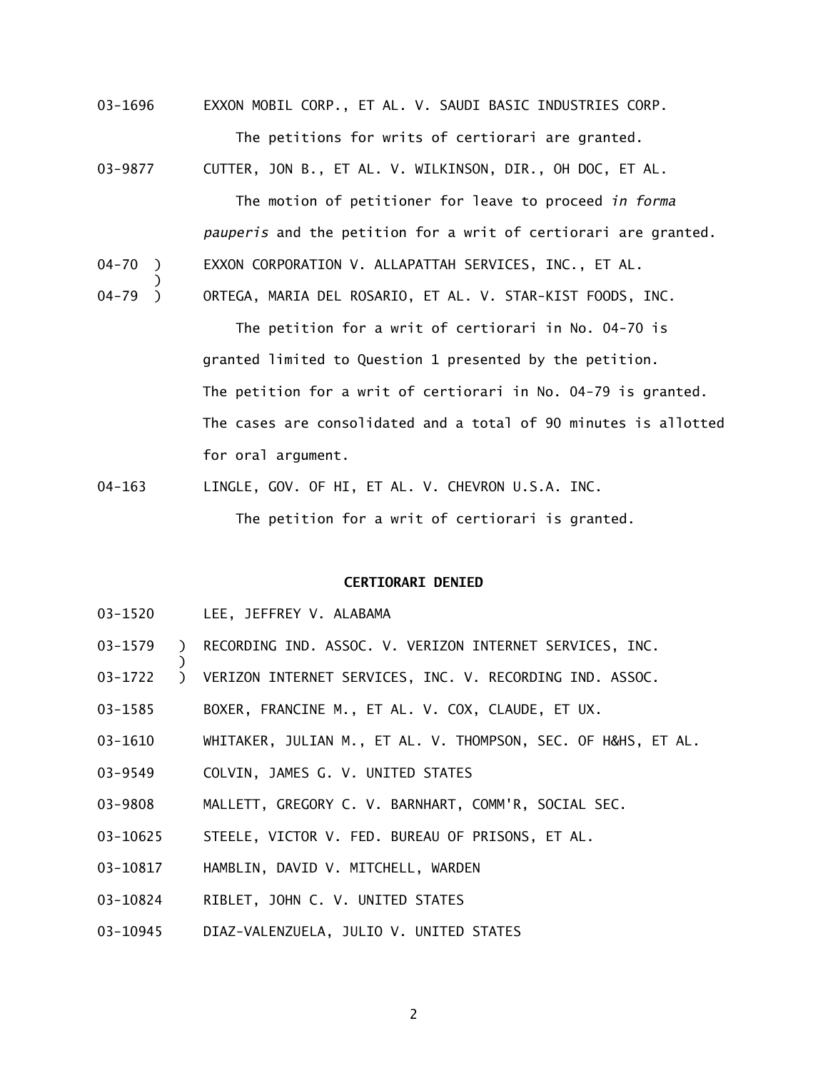03-1696 EXXON MOBIL CORP., ET AL. V. SAUDI BASIC INDUSTRIES CORP.

The petitions for writs of certiorari are granted.

03-9877 CUTTER, JON B., ET AL. V. WILKINSON, DIR., OH DOC, ET AL.

The motion of petitioner for leave to proceed *in forma pauperis* and the petition for a writ of certiorari are granted.

04-70 ) EXXON CORPORATION V. ALLAPATTAH SERVICES, INC., ET AL.
)
04-79 ) ORTEGA, MARIA DEL ROSARIO, ET AL. V. STAR-KIST FOODS, INC.

The petition for a writ of certiorari in No. 04-70 is granted limited to Question 1 presented by the petition. The petition for a writ of certiorari in No. 04-79 is granted. The cases are consolidated and a total of 90 minutes is allotted for oral argument.

04-163 LINGLE, GOV. OF HI, ET AL. V. CHEVRON U.S.A. INC.

The petition for a writ of certiorari is granted.

**CERTIORARI DENIED**

03-1520 LEE, JEFFREY V. ALABAMA

03-1579 ) RECORDING IND. ASSOC. V. VERIZON INTERNET SERVICES, INC.
)
03-1722 ) VERIZON INTERNET SERVICES, INC. V. RECORDING IND. ASSOC.

03-1585 BOXER, FRANCINE M., ET AL. V. COX, CLAUDE, ET UX.

03-1610 WHITAKER, JULIAN M., ET AL. V. THOMPSON, SEC. OF H&HS, ET AL.

03-9549 COLVIN, JAMES G. V. UNITED STATES

03-9808 MALLETT, GREGORY C. V. BARNHART, COMM'R, SOCIAL SEC.

03-10625 STEELE, VICTOR V. FED. BUREAU OF PRISONS, ET AL.

03-10817 HAMBLIN, DAVID V. MITCHELL, WARDEN

03-10824 RIBLET, JOHN C. V. UNITED STATES

03-10945 DIAZ-VALENZUELA, JULIO V. UNITED STATES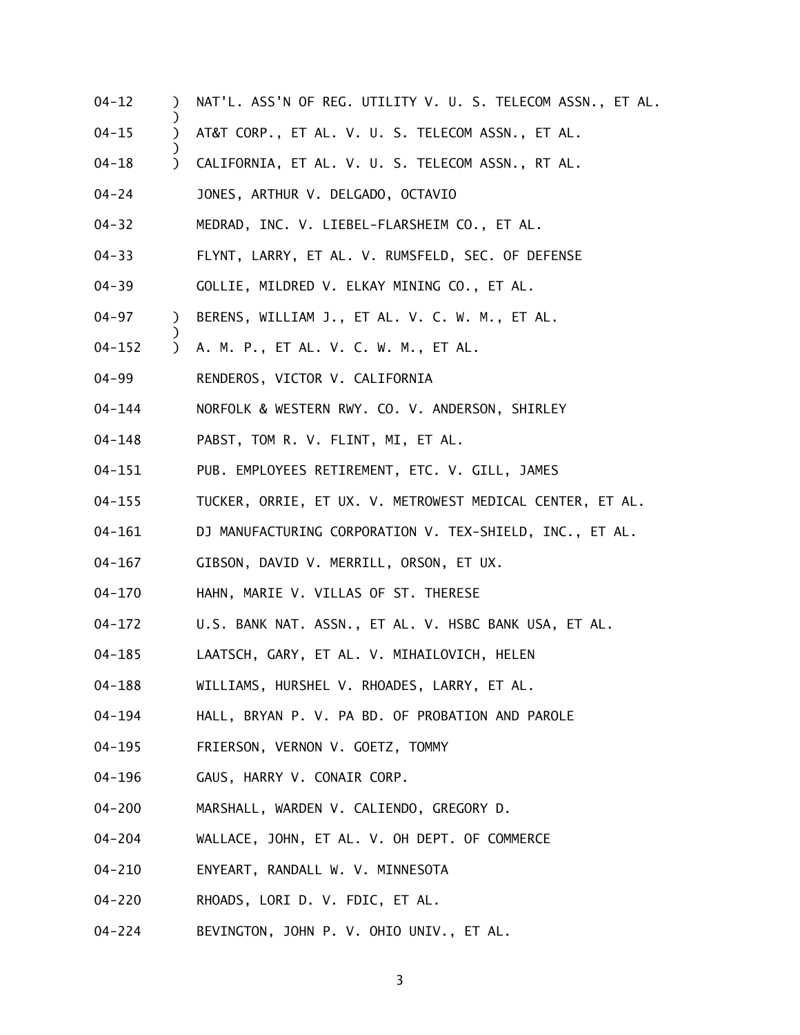04-12 ) NAT'L. ASS'N OF REG. UTILITY V. U. S. TELECOM ASSN., ET AL.
)
04-15 ) AT&T CORP., ET AL. V. U. S. TELECOM ASSN., ET AL.
)
04-18 ) CALIFORNIA, ET AL. V. U. S. TELECOM ASSN., RT AL.

04-24 JONES, ARTHUR V. DELGADO, OCTAVIO

04-32 MEDRAD, INC. V. LIEBEL-FLARSHEIM CO., ET AL.

04-33 FLYNT, LARRY, ET AL. V. RUMSFELD, SEC. OF DEFENSE

04-39 GOLLIE, MILDRED V. ELKAY MINING CO., ET AL.

04-97 ) BERENS, WILLIAM J., ET AL. V. C. W. M., ET AL.
)
04-152 ) A. M. P., ET AL. V. C. W. M., ET AL.

04-99 RENDEROS, VICTOR V. CALIFORNIA

04-144 NORFOLK & WESTERN RWY. CO. V. ANDERSON, SHIRLEY

04-148 PABST, TOM R. V. FLINT, MI, ET AL.

04-151 PUB. EMPLOYEES RETIREMENT, ETC. V. GILL, JAMES

04-155 TUCKER, ORRIE, ET UX. V. METROWEST MEDICAL CENTER, ET AL.

04-161 DJ MANUFACTURING CORPORATION V. TEX-SHIELD, INC., ET AL.

04-167 GIBSON, DAVID V. MERRILL, ORSON, ET UX.

04-170 HAHN, MARIE V. VILLAS OF ST. THERESE

04-172 U.S. BANK NAT. ASSN., ET AL. V. HSBC BANK USA, ET AL.

04-185 LAATSCH, GARY, ET AL. V. MIHAILOVICH, HELEN

04-188 WILLIAMS, HURSHEL V. RHOADES, LARRY, ET AL.

04-194 HALL, BRYAN P. V. PA BD. OF PROBATION AND PAROLE

04-195 FRIERSON, VERNON V. GOETZ, TOMMY

04-196 GAUS, HARRY V. CONAIR CORP.

04-200 MARSHALL, WARDEN V. CALIENDO, GREGORY D.

04-204 WALLACE, JOHN, ET AL. V. OH DEPT. OF COMMERCE

04-210 ENYEART, RANDALL W. V. MINNESOTA

04-220 RHOADS, LORI D. V. FDIC, ET AL.

04-224 BEVINGTON, JOHN P. V. OHIO UNIV., ET AL.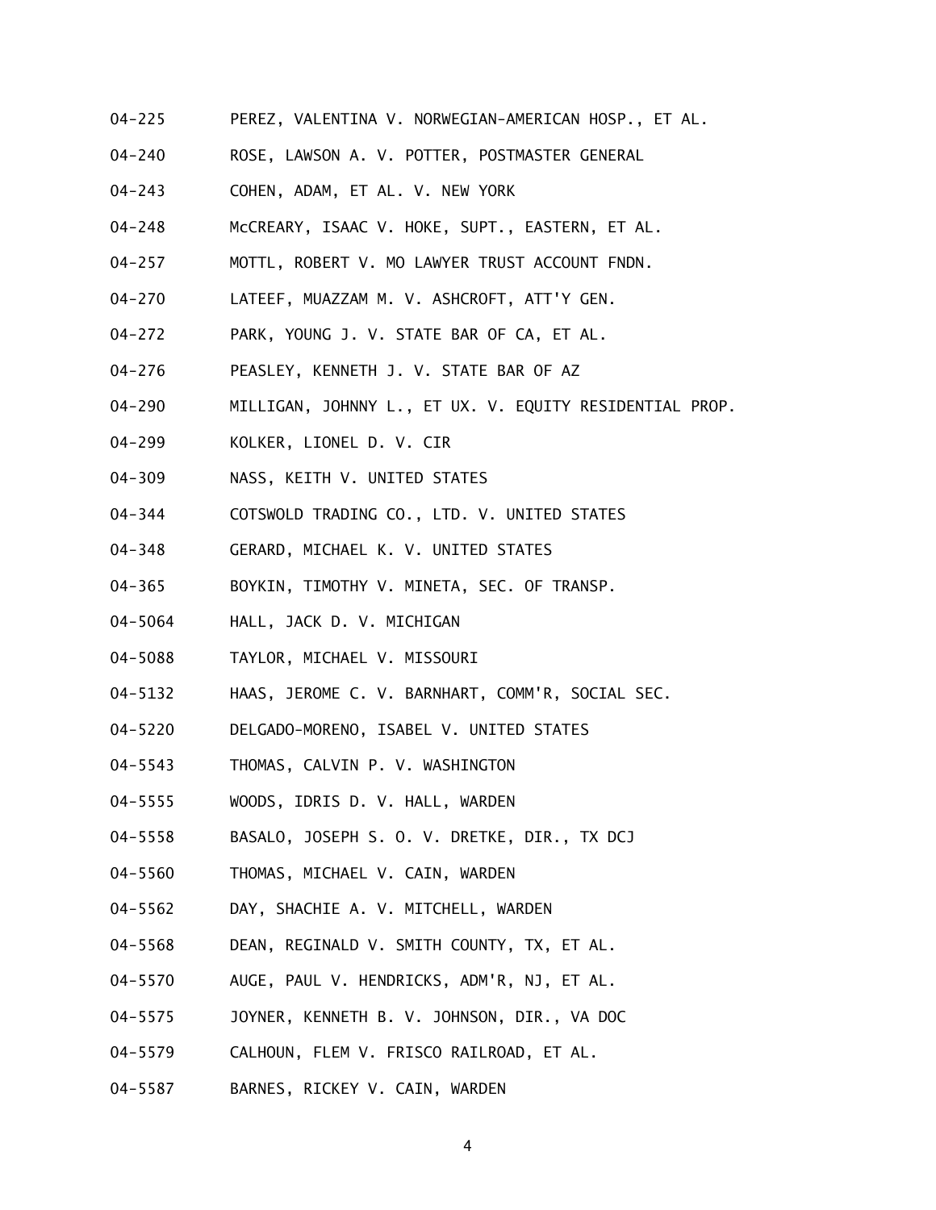04-225 PEREZ, VALENTINA V. NORWEGIAN-AMERICAN HOSP., ET AL.

04-240 ROSE, LAWSON A. V. POTTER, POSTMASTER GENERAL

04-243 COHEN, ADAM, ET AL. V. NEW YORK

04-248 McCREARY, ISAAC V. HOKE, SUPT., EASTERN, ET AL.

04-257 MOTTL, ROBERT V. MO LAWYER TRUST ACCOUNT FNDN.

04-270 LATEEF, MUAZZAM M. V. ASHCROFT, ATT'Y GEN.

04-272 PARK, YOUNG J. V. STATE BAR OF CA, ET AL.

04-276 PEASLEY, KENNETH J. V. STATE BAR OF AZ

04-290 MILLIGAN, JOHNNY L., ET UX. V. EQUITY RESIDENTIAL PROP.

04-299 KOLKER, LIONEL D. V. CIR

04-309 NASS, KEITH V. UNITED STATES

04-344 COTSWOLD TRADING CO., LTD. V. UNITED STATES

04-348 GERARD, MICHAEL K. V. UNITED STATES

04-365 BOYKIN, TIMOTHY V. MINETA, SEC. OF TRANSP.

04-5064 HALL, JACK D. V. MICHIGAN

04-5088 TAYLOR, MICHAEL V. MISSOURI

04-5132 HAAS, JEROME C. V. BARNHART, COMM'R, SOCIAL SEC.

04-5220 DELGADO-MORENO, ISABEL V. UNITED STATES

04-5543 THOMAS, CALVIN P. V. WASHINGTON

04-5555 WOODS, IDRIS D. V. HALL, WARDEN

04-5558 BASALO, JOSEPH S. O. V. DRETKE, DIR., TX DCJ

04-5560 THOMAS, MICHAEL V. CAIN, WARDEN

04-5562 DAY, SHACHIE A. V. MITCHELL, WARDEN

04-5568 DEAN, REGINALD V. SMITH COUNTY, TX, ET AL.

04-5570 AUGE, PAUL V. HENDRICKS, ADM'R, NJ, ET AL.

04-5575 JOYNER, KENNETH B. V. JOHNSON, DIR., VA DOC

04-5579 CALHOUN, FLEM V. FRISCO RAILROAD, ET AL.

04-5587 BARNES, RICKEY V. CAIN, WARDEN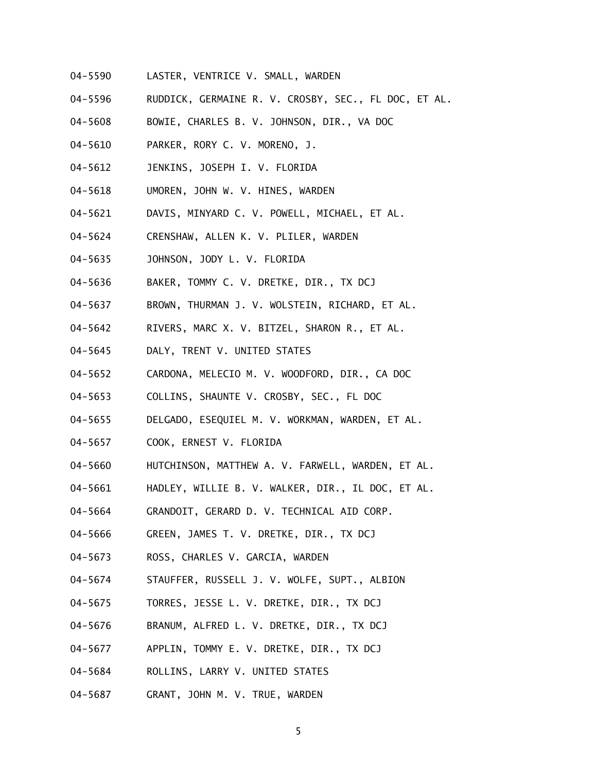04-5590 LASTER, VENTRICE V. SMALL, WARDEN

04-5596 RUDDICK, GERMAINE R. V. CROSBY, SEC., FL DOC, ET AL.

04-5608 BOWIE, CHARLES B. V. JOHNSON, DIR., VA DOC

04-5610 PARKER, RORY C. V. MORENO, J.

04-5612 JENKINS, JOSEPH I. V. FLORIDA

04-5618 UMOREN, JOHN W. V. HINES, WARDEN

04-5621 DAVIS, MINYARD C. V. POWELL, MICHAEL, ET AL.

04-5624 CRENSHAW, ALLEN K. V. PLILER, WARDEN

04-5635 JOHNSON, JODY L. V. FLORIDA

04-5636 BAKER, TOMMY C. V. DRETKE, DIR., TX DCJ

04-5637 BROWN, THURMAN J. V. WOLSTEIN, RICHARD, ET AL.

04-5642 RIVERS, MARC X. V. BITZEL, SHARON R., ET AL.

04-5645 DALY, TRENT V. UNITED STATES

04-5652 CARDONA, MELECIO M. V. WOODFORD, DIR., CA DOC

04-5653 COLLINS, SHAUNTE V. CROSBY, SEC., FL DOC

04-5655 DELGADO, ESEQUIEL M. V. WORKMAN, WARDEN, ET AL.

04-5657 COOK, ERNEST V. FLORIDA

04-5660 HUTCHINSON, MATTHEW A. V. FARWELL, WARDEN, ET AL.

04-5661 HADLEY, WILLIE B. V. WALKER, DIR., IL DOC, ET AL.

04-5664 GRANDOIT, GERARD D. V. TECHNICAL AID CORP.

04-5666 GREEN, JAMES T. V. DRETKE, DIR., TX DCJ

04-5673 ROSS, CHARLES V. GARCIA, WARDEN

04-5674 STAUFFER, RUSSELL J. V. WOLFE, SUPT., ALBION

04-5675 TORRES, JESSE L. V. DRETKE, DIR., TX DCJ

04-5676 BRANUM, ALFRED L. V. DRETKE, DIR., TX DCJ

04-5677 APPLIN, TOMMY E. V. DRETKE, DIR., TX DCJ

04-5684 ROLLINS, LARRY V. UNITED STATES

04-5687 GRANT, JOHN M. V. TRUE, WARDEN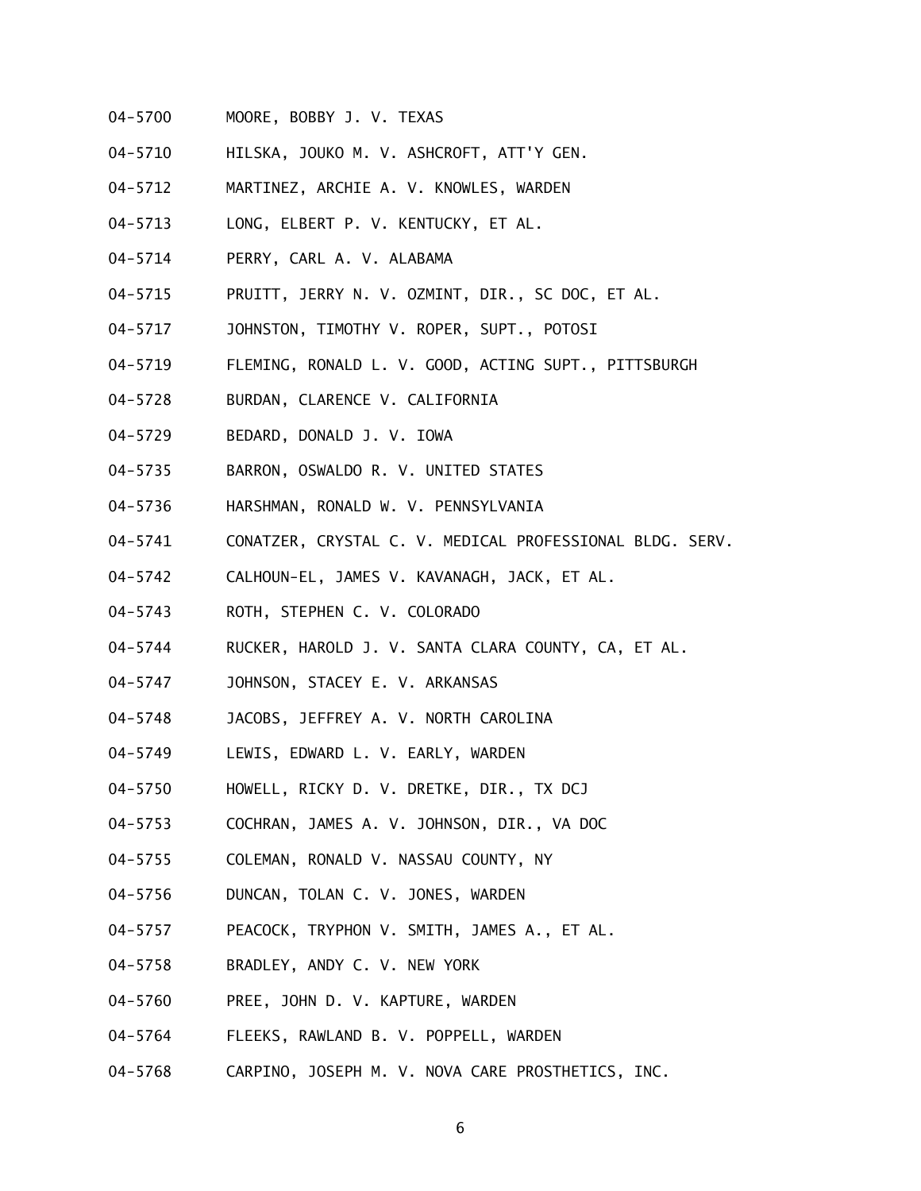04-5700 MOORE, BOBBY J. V. TEXAS

04-5710 HILSKA, JOUKO M. V. ASHCROFT, ATT'Y GEN.

04-5712 MARTINEZ, ARCHIE A. V. KNOWLES, WARDEN

04-5713 LONG, ELBERT P. V. KENTUCKY, ET AL.

04-5714 PERRY, CARL A. V. ALABAMA

04-5715 PRUITT, JERRY N. V. OZMINT, DIR., SC DOC, ET AL.

04-5717 JOHNSTON, TIMOTHY V. ROPER, SUPT., POTOSI

04-5719 FLEMING, RONALD L. V. GOOD, ACTING SUPT., PITTSBURGH

04-5728 BURDAN, CLARENCE V. CALIFORNIA

04-5729 BEDARD, DONALD J. V. IOWA

04-5735 BARRON, OSWALDO R. V. UNITED STATES

04-5736 HARSHMAN, RONALD W. V. PENNSYLVANIA

04-5741 CONATZER, CRYSTAL C. V. MEDICAL PROFESSIONAL BLDG. SERV.

04-5742 CALHOUN-EL, JAMES V. KAVANAGH, JACK, ET AL.

04-5743 ROTH, STEPHEN C. V. COLORADO

04-5744 RUCKER, HAROLD J. V. SANTA CLARA COUNTY, CA, ET AL.

04-5747 JOHNSON, STACEY E. V. ARKANSAS

04-5748 JACOBS, JEFFREY A. V. NORTH CAROLINA

04-5749 LEWIS, EDWARD L. V. EARLY, WARDEN

04-5750 HOWELL, RICKY D. V. DRETKE, DIR., TX DCJ

04-5753 COCHRAN, JAMES A. V. JOHNSON, DIR., VA DOC

04-5755 COLEMAN, RONALD V. NASSAU COUNTY, NY

04-5756 DUNCAN, TOLAN C. V. JONES, WARDEN

04-5757 PEACOCK, TRYPHON V. SMITH, JAMES A., ET AL.

04-5758 BRADLEY, ANDY C. V. NEW YORK

04-5760 PREE, JOHN D. V. KAPTURE, WARDEN

04-5764 FLEEKS, RAWLAND B. V. POPPELL, WARDEN

04-5768 CARPINO, JOSEPH M. V. NOVA CARE PROSTHETICS, INC.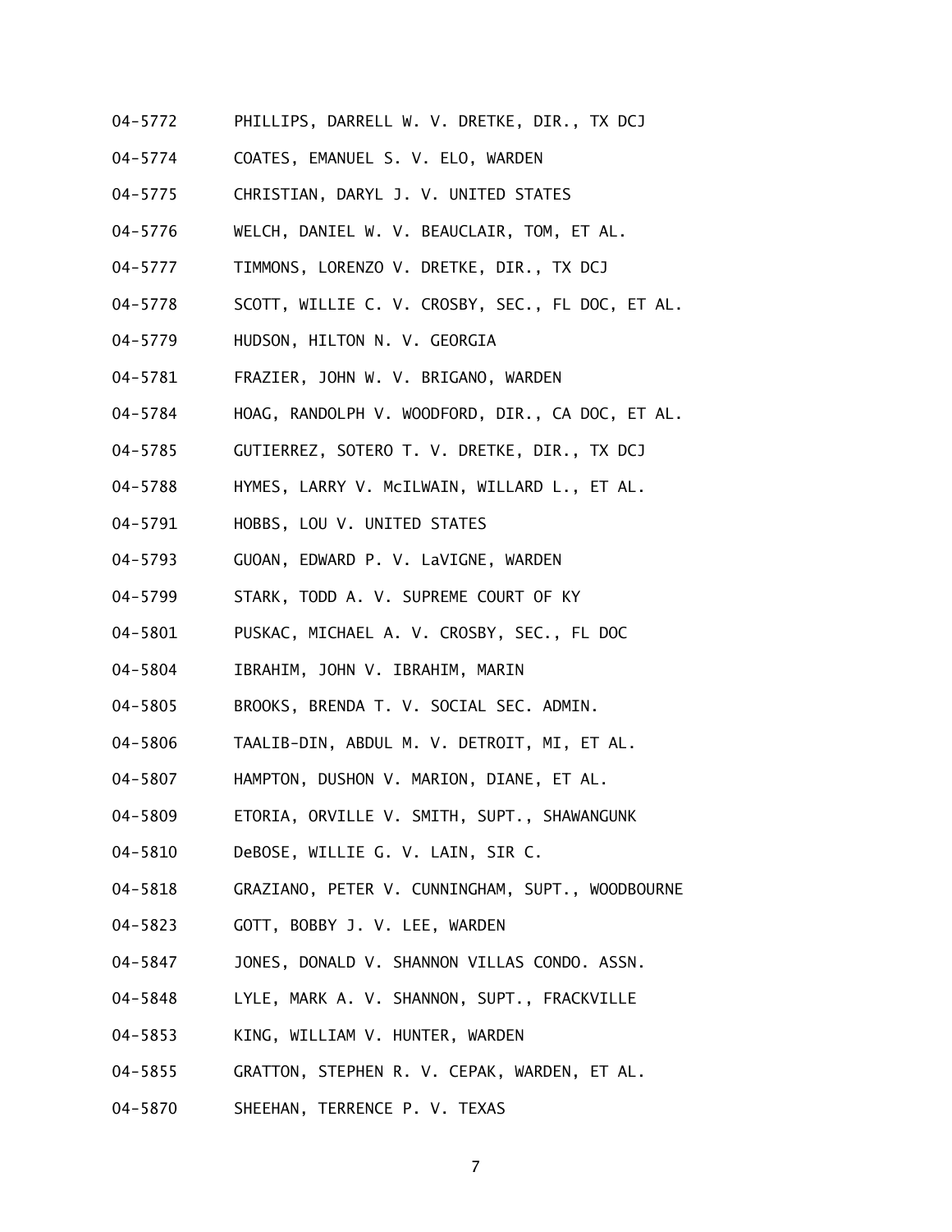04-5772 PHILLIPS, DARRELL W. V. DRETKE, DIR., TX DCJ

04-5774 COATES, EMANUEL S. V. ELO, WARDEN

04-5775 CHRISTIAN, DARYL J. V. UNITED STATES

04-5776 WELCH, DANIEL W. V. BEAUCLAIR, TOM, ET AL.

04-5777 TIMMONS, LORENZO V. DRETKE, DIR., TX DCJ

04-5778 SCOTT, WILLIE C. V. CROSBY, SEC., FL DOC, ET AL.

04-5779 HUDSON, HILTON N. V. GEORGIA

04-5781 FRAZIER, JOHN W. V. BRIGANO, WARDEN

04-5784 HOAG, RANDOLPH V. WOODFORD, DIR., CA DOC, ET AL.

04-5785 GUTIERREZ, SOTERO T. V. DRETKE, DIR., TX DCJ

04-5788 HYMES, LARRY V. McILWAIN, WILLARD L., ET AL.

04-5791 HOBBS, LOU V. UNITED STATES

04-5793 GUOAN, EDWARD P. V. LaVIGNE, WARDEN

04-5799 STARK, TODD A. V. SUPREME COURT OF KY

04-5801 PUSKAC, MICHAEL A. V. CROSBY, SEC., FL DOC

04-5804 IBRAHIM, JOHN V. IBRAHIM, MARIN

04-5805 BROOKS, BRENDA T. V. SOCIAL SEC. ADMIN.

04-5806 TAALIB-DIN, ABDUL M. V. DETROIT, MI, ET AL.

04-5807 HAMPTON, DUSHON V. MARION, DIANE, ET AL.

04-5809 ETORIA, ORVILLE V. SMITH, SUPT., SHAWANGUNK

04-5810 DeBOSE, WILLIE G. V. LAIN, SIR C.

04-5818 GRAZIANO, PETER V. CUNNINGHAM, SUPT., WOODBOURNE

04-5823 GOTT, BOBBY J. V. LEE, WARDEN

04-5847 JONES, DONALD V. SHANNON VILLAS CONDO. ASSN.

04-5848 LYLE, MARK A. V. SHANNON, SUPT., FRACKVILLE

04-5853 KING, WILLIAM V. HUNTER, WARDEN

04-5855 GRATTON, STEPHEN R. V. CEPAK, WARDEN, ET AL.

04-5870 SHEEHAN, TERRENCE P. V. TEXAS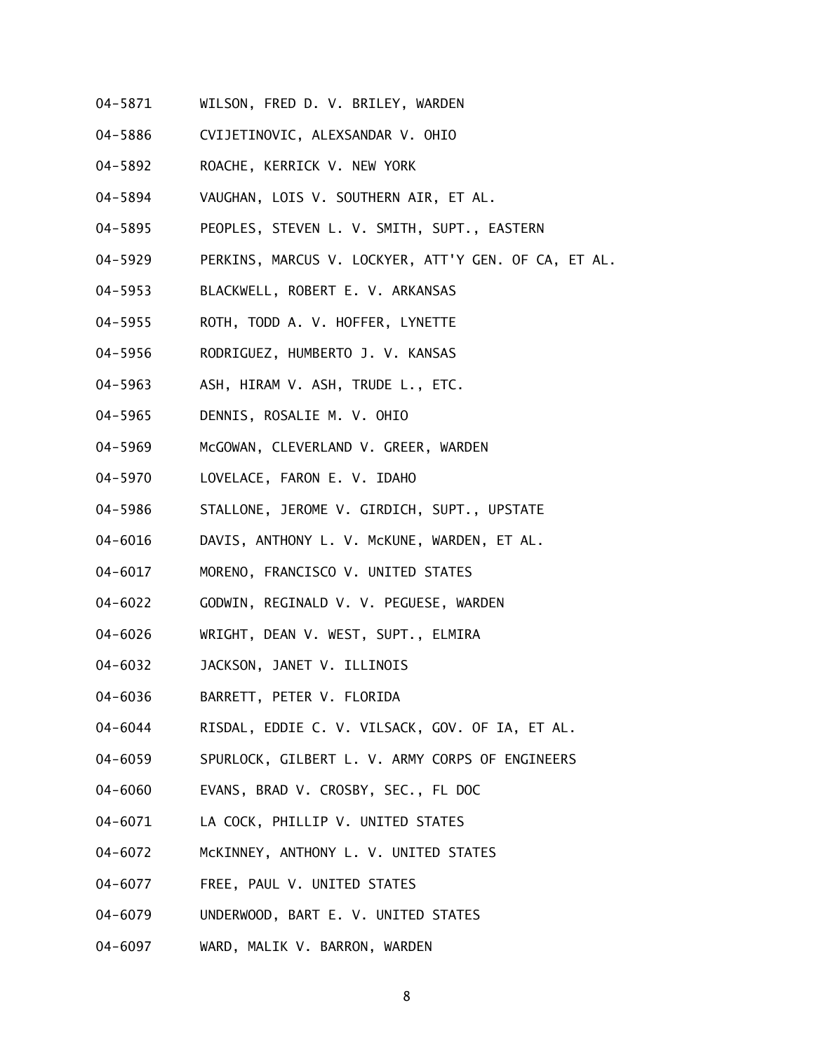04-5871 WILSON, FRED D. V. BRILEY, WARDEN

04-5886 CVIJETINOVIC, ALEXSANDAR V. OHIO

04-5892 ROACHE, KERRICK V. NEW YORK

04-5894 VAUGHAN, LOIS V. SOUTHERN AIR, ET AL.

04-5895 PEOPLES, STEVEN L. V. SMITH, SUPT., EASTERN

04-5929 PERKINS, MARCUS V. LOCKYER, ATT'Y GEN. OF CA, ET AL.

04-5953 BLACKWELL, ROBERT E. V. ARKANSAS

04-5955 ROTH, TODD A. V. HOFFER, LYNETTE

04-5956 RODRIGUEZ, HUMBERTO J. V. KANSAS

04-5963 ASH, HIRAM V. ASH, TRUDE L., ETC.

04-5965 DENNIS, ROSALIE M. V. OHIO

04-5969 McGOWAN, CLEVERLAND V. GREER, WARDEN

04-5970 LOVELACE, FARON E. V. IDAHO

04-5986 STALLONE, JEROME V. GIRDICH, SUPT., UPSTATE

04-6016 DAVIS, ANTHONY L. V. McKUNE, WARDEN, ET AL.

04-6017 MORENO, FRANCISCO V. UNITED STATES

04-6022 GODWIN, REGINALD V. V. PEGUESE, WARDEN

04-6026 WRIGHT, DEAN V. WEST, SUPT., ELMIRA

04-6032 JACKSON, JANET V. ILLINOIS

04-6036 BARRETT, PETER V. FLORIDA

04-6044 RISDAL, EDDIE C. V. VILSACK, GOV. OF IA, ET AL.

04-6059 SPURLOCK, GILBERT L. V. ARMY CORPS OF ENGINEERS

04-6060 EVANS, BRAD V. CROSBY, SEC., FL DOC

04-6071 LA COCK, PHILLIP V. UNITED STATES

04-6072 McKINNEY, ANTHONY L. V. UNITED STATES

04-6077 FREE, PAUL V. UNITED STATES

04-6079 UNDERWOOD, BART E. V. UNITED STATES

04-6097 WARD, MALIK V. BARRON, WARDEN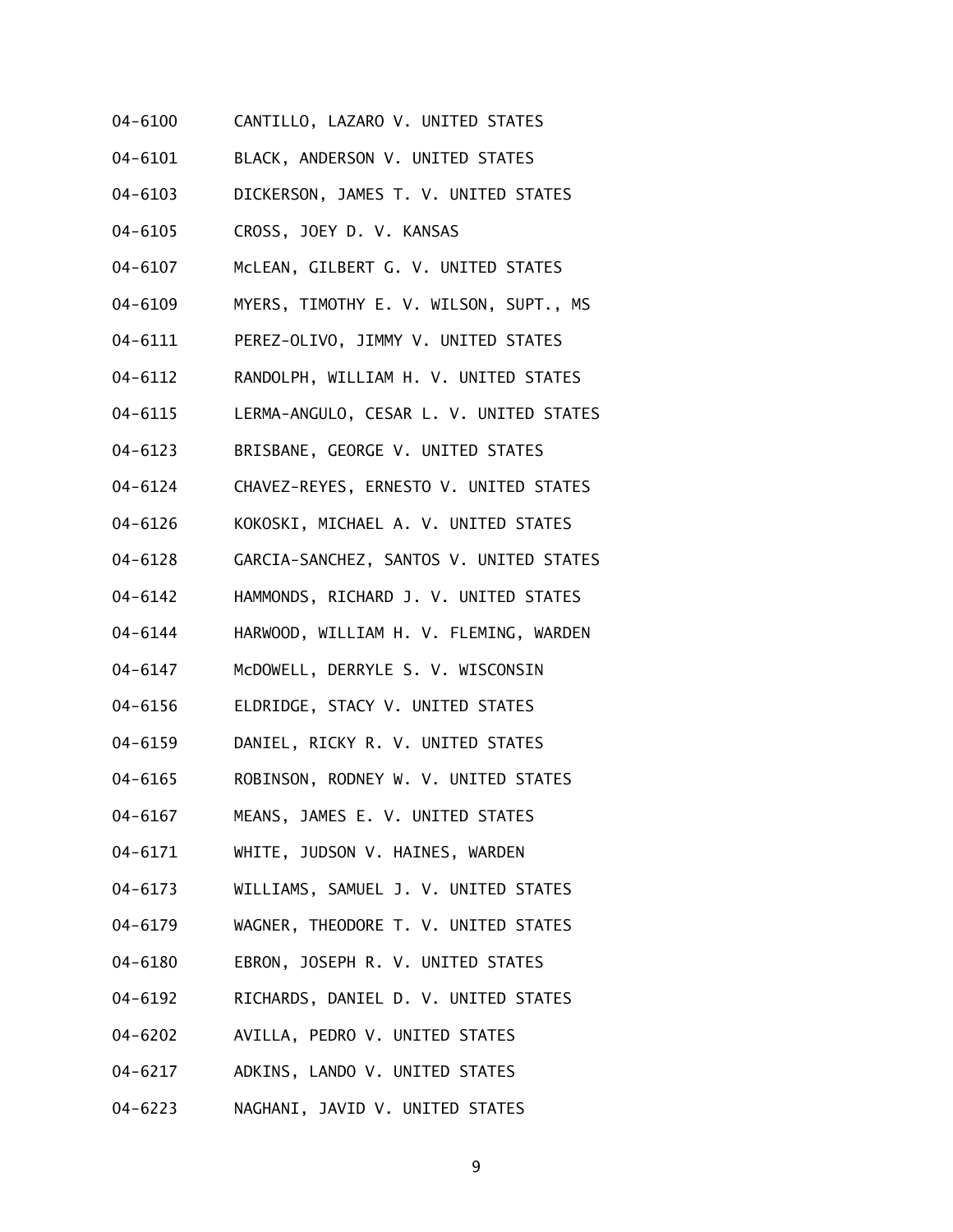04-6100 CANTILLO, LAZARO V. UNITED STATES

04-6101 BLACK, ANDERSON V. UNITED STATES

04-6103 DICKERSON, JAMES T. V. UNITED STATES

04-6105 CROSS, JOEY D. V. KANSAS

04-6107 McLEAN, GILBERT G. V. UNITED STATES

04-6109 MYERS, TIMOTHY E. V. WILSON, SUPT., MS

04-6111 PEREZ-OLIVO, JIMMY V. UNITED STATES

04-6112 RANDOLPH, WILLIAM H. V. UNITED STATES

04-6115 LERMA-ANGULO, CESAR L. V. UNITED STATES

04-6123 BRISBANE, GEORGE V. UNITED STATES

04-6124 CHAVEZ-REYES, ERNESTO V. UNITED STATES

04-6126 KOKOSKI, MICHAEL A. V. UNITED STATES

04-6128 GARCIA-SANCHEZ, SANTOS V. UNITED STATES

04-6142 HAMMONDS, RICHARD J. V. UNITED STATES

04-6144 HARWOOD, WILLIAM H. V. FLEMING, WARDEN

04-6147 McDOWELL, DERRYLE S. V. WISCONSIN

04-6156 ELDRIDGE, STACY V. UNITED STATES

04-6159 DANIEL, RICKY R. V. UNITED STATES

04-6165 ROBINSON, RODNEY W. V. UNITED STATES

04-6167 MEANS, JAMES E. V. UNITED STATES

04-6171 WHITE, JUDSON V. HAINES, WARDEN

04-6173 WILLIAMS, SAMUEL J. V. UNITED STATES

04-6179 WAGNER, THEODORE T. V. UNITED STATES

04-6180 EBRON, JOSEPH R. V. UNITED STATES

04-6192 RICHARDS, DANIEL D. V. UNITED STATES

04-6202 AVILLA, PEDRO V. UNITED STATES

04-6217 ADKINS, LANDO V. UNITED STATES

04-6223 NAGHANI, JAVID V. UNITED STATES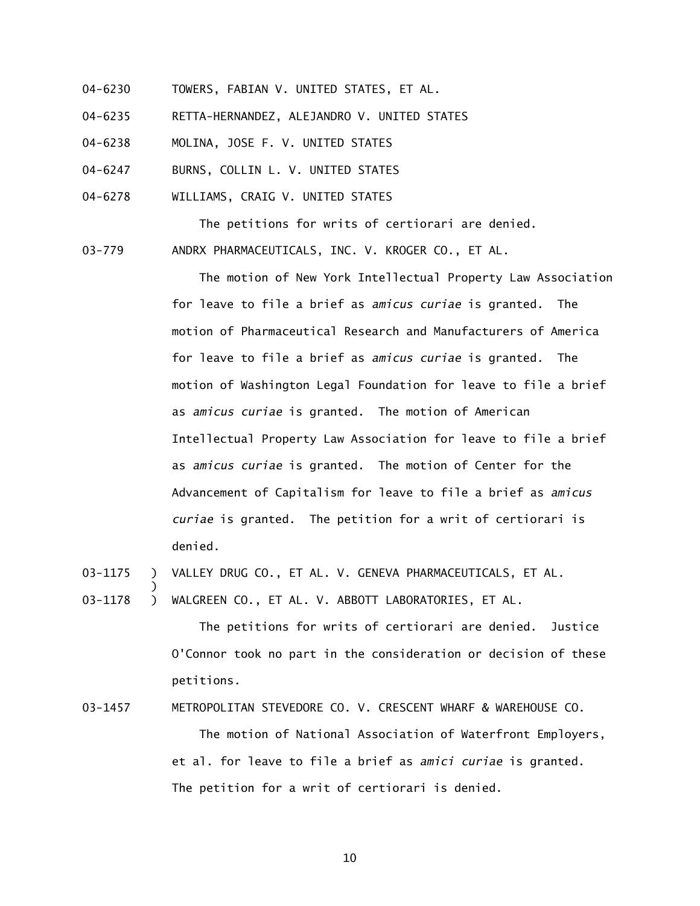04-6230 TOWERS, FABIAN V. UNITED STATES, ET AL.

04-6235 RETTA-HERNANDEZ, ALEJANDRO V. UNITED STATES

04-6238 MOLINA, JOSE F. V. UNITED STATES

04-6247 BURNS, COLLIN L. V. UNITED STATES

04-6278 WILLIAMS, CRAIG V. UNITED STATES

The petitions for writs of certiorari are denied.

03-779 ANDRX PHARMACEUTICALS, INC. V. KROGER CO., ET AL.

The motion of New York Intellectual Property Law Association for leave to file a brief as *amicus curiae* is granted. The motion of Pharmaceutical Research and Manufacturers of America for leave to file a brief as *amicus curiae* is granted. The motion of Washington Legal Foundation for leave to file a brief as *amicus curiae* is granted. The motion of American Intellectual Property Law Association for leave to file a brief as *amicus curiae* is granted. The motion of Center for the Advancement of Capitalism for leave to file a brief as *amicus curiae* is granted. The petition for a writ of certiorari is denied.

03-1175 ) VALLEY DRUG CO., ET AL. V. GENEVA PHARMACEUTICALS, ET AL.
)
03-1178 ) WALGREEN CO., ET AL. V. ABBOTT LABORATORIES, ET AL.

The petitions for writs of certiorari are denied. Justice O'Connor took no part in the consideration or decision of these petitions.

03-1457 METROPOLITAN STEVEDORE CO. V. CRESCENT WHARF & WAREHOUSE CO.

The motion of National Association of Waterfront Employers, et al. for leave to file a brief as *amici curiae* is granted. The petition for a writ of certiorari is denied.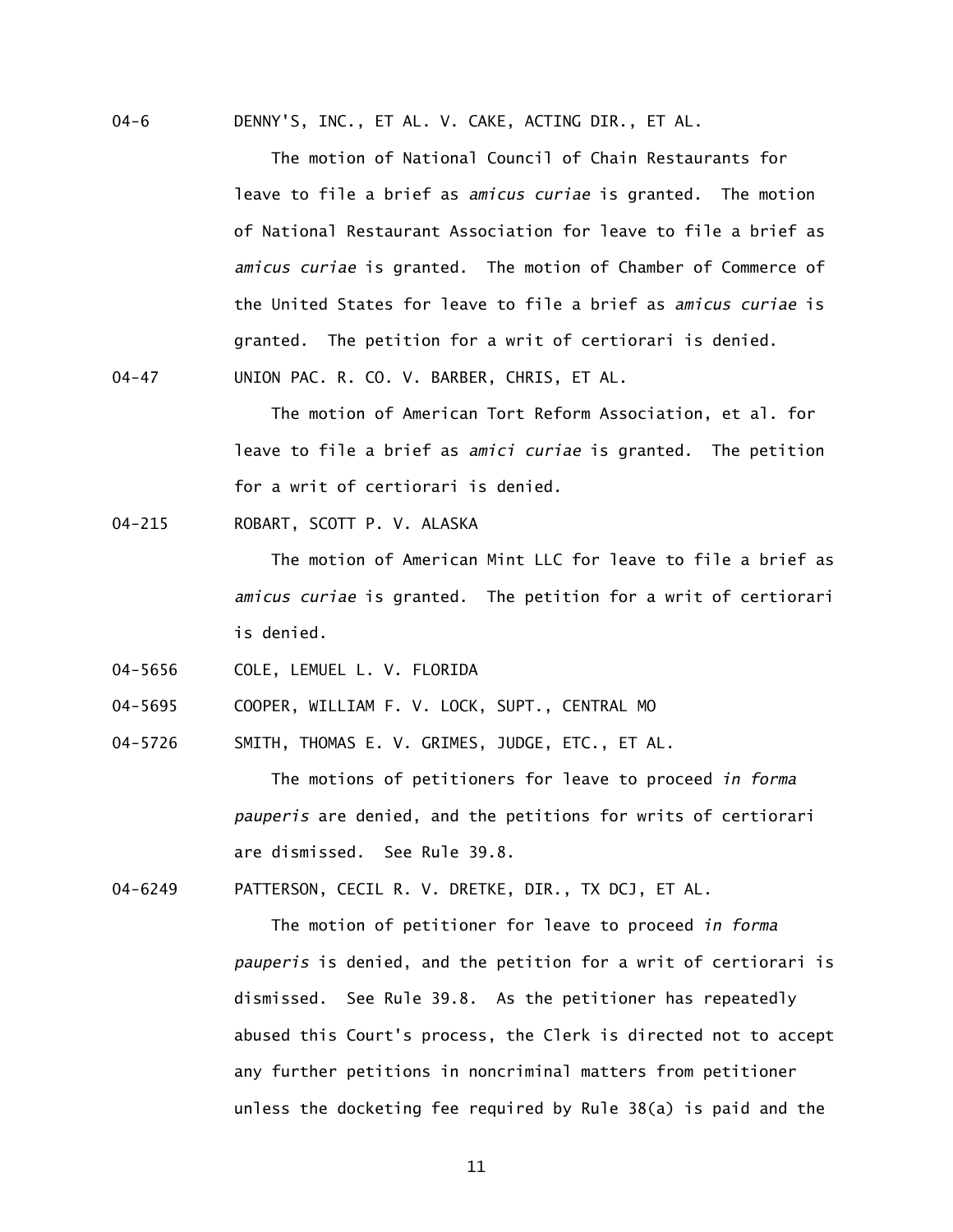04-6 DENNY'S, INC., ET AL. V. CAKE, ACTING DIR., ET AL.

The motion of National Council of Chain Restaurants for leave to file a brief as *amicus curiae* is granted. The motion of National Restaurant Association for leave to file a brief as *amicus curiae* is granted. The motion of Chamber of Commerce of the United States for leave to file a brief as *amicus curiae* is granted. The petition for a writ of certiorari is denied.

04-47 UNION PAC. R. CO. V. BARBER, CHRIS, ET AL.

The motion of American Tort Reform Association, et al. for leave to file a brief as *amici curiae* is granted. The petition for a writ of certiorari is denied.

04-215 ROBART, SCOTT P. V. ALASKA

The motion of American Mint LLC for leave to file a brief as *amicus curiae* is granted. The petition for a writ of certiorari is denied.

04-5656 COLE, LEMUEL L. V. FLORIDA

04-5695 COOPER, WILLIAM F. V. LOCK, SUPT., CENTRAL MO

04-5726 SMITH, THOMAS E. V. GRIMES, JUDGE, ETC., ET AL.

The motions of petitioners for leave to proceed *in forma pauperis* are denied, and the petitions for writs of certiorari are dismissed. See Rule 39.8.

04-6249 PATTERSON, CECIL R. V. DRETKE, DIR., TX DCJ, ET AL.

The motion of petitioner for leave to proceed *in forma pauperis* is denied, and the petition for a writ of certiorari is dismissed. See Rule 39.8. As the petitioner has repeatedly abused this Court's process, the Clerk is directed not to accept any further petitions in noncriminal matters from petitioner unless the docketing fee required by Rule 38(a) is paid and the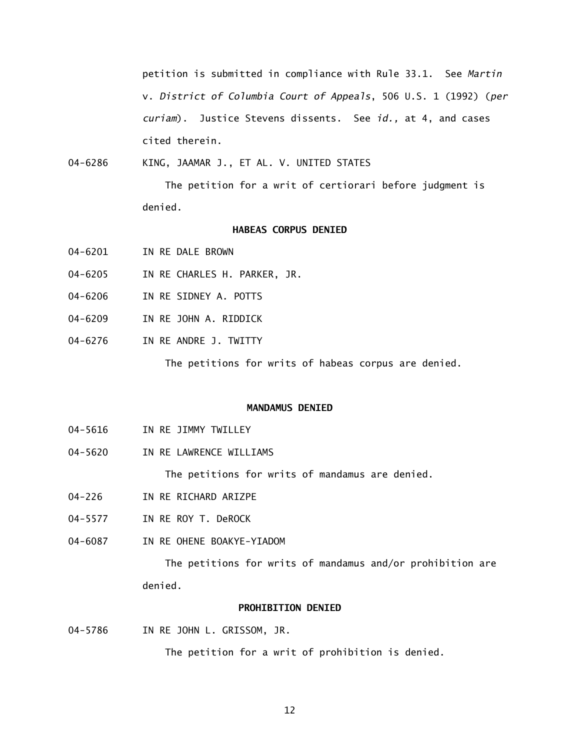petition is submitted in compliance with Rule 33.1. See *Martin* v. *District of Columbia Court of Appeals*, 506 U.S. 1 (1992) (*per curiam*). Justice Stevens dissents. See *id.,* at 4, and cases cited therein.

04-6286 KING, JAAMAR J., ET AL. V. UNITED STATES

The petition for a writ of certiorari before judgment is denied.

**HABEAS CORPUS DENIED**

04-6201 IN RE DALE BROWN

04-6205 IN RE CHARLES H. PARKER, JR.

04-6206 IN RE SIDNEY A. POTTS

04-6209 IN RE JOHN A. RIDDICK

04-6276 IN RE ANDRE J. TWITTY

The petitions for writs of habeas corpus are denied.

**MANDAMUS DENIED**

04-5616 IN RE JIMMY TWILLEY

04-5620 IN RE LAWRENCE WILLIAMS

The petitions for writs of mandamus are denied.

04-226 IN RE RICHARD ARIZPE

04-5577 IN RE ROY T. DeROCK

04-6087 IN RE OHENE BOAKYE-YIADOM

The petitions for writs of mandamus and/or prohibition are denied.

**PROHIBITION DENIED**

04-5786 IN RE JOHN L. GRISSOM, JR.

The petition for a writ of prohibition is denied.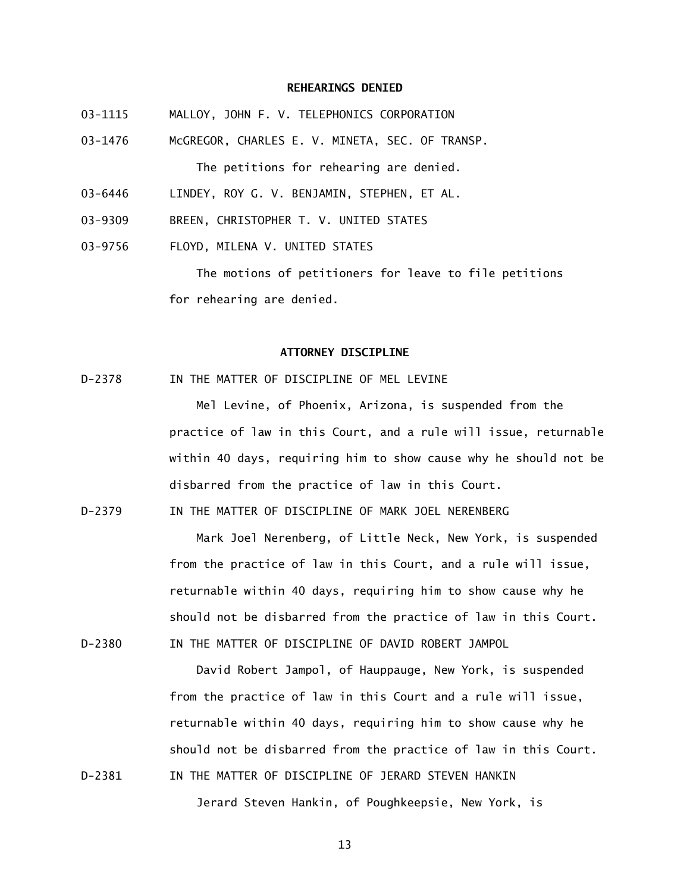## REHEARINGS DENIED

03-1115 MALLOY, JOHN F. V. TELEPHONICS CORPORATION

03-1476 McGREGOR, CHARLES E. V. MINETA, SEC. OF TRANSP.

The petitions for rehearing are denied.

03-6446 LINDEY, ROY G. V. BENJAMIN, STEPHEN, ET AL.

03-9309 BREEN, CHRISTOPHER T. V. UNITED STATES

03-9756 FLOYD, MILENA V. UNITED STATES

The motions of petitioners for leave to file petitions for rehearing are denied.

## ATTORNEY DISCIPLINE

D-2378 IN THE MATTER OF DISCIPLINE OF MEL LEVINE

Mel Levine, of Phoenix, Arizona, is suspended from the practice of law in this Court, and a rule will issue, returnable within 40 days, requiring him to show cause why he should not be disbarred from the practice of law in this Court.

D-2379 IN THE MATTER OF DISCIPLINE OF MARK JOEL NERENBERG

Mark Joel Nerenberg, of Little Neck, New York, is suspended from the practice of law in this Court, and a rule will issue, returnable within 40 days, requiring him to show cause why he should not be disbarred from the practice of law in this Court.

D-2380 IN THE MATTER OF DISCIPLINE OF DAVID ROBERT JAMPOL

David Robert Jampol, of Hauppauge, New York, is suspended from the practice of law in this Court and a rule will issue, returnable within 40 days, requiring him to show cause why he should not be disbarred from the practice of law in this Court.

D-2381 IN THE MATTER OF DISCIPLINE OF JERARD STEVEN HANKIN

Jerard Steven Hankin, of Poughkeepsie, New York, is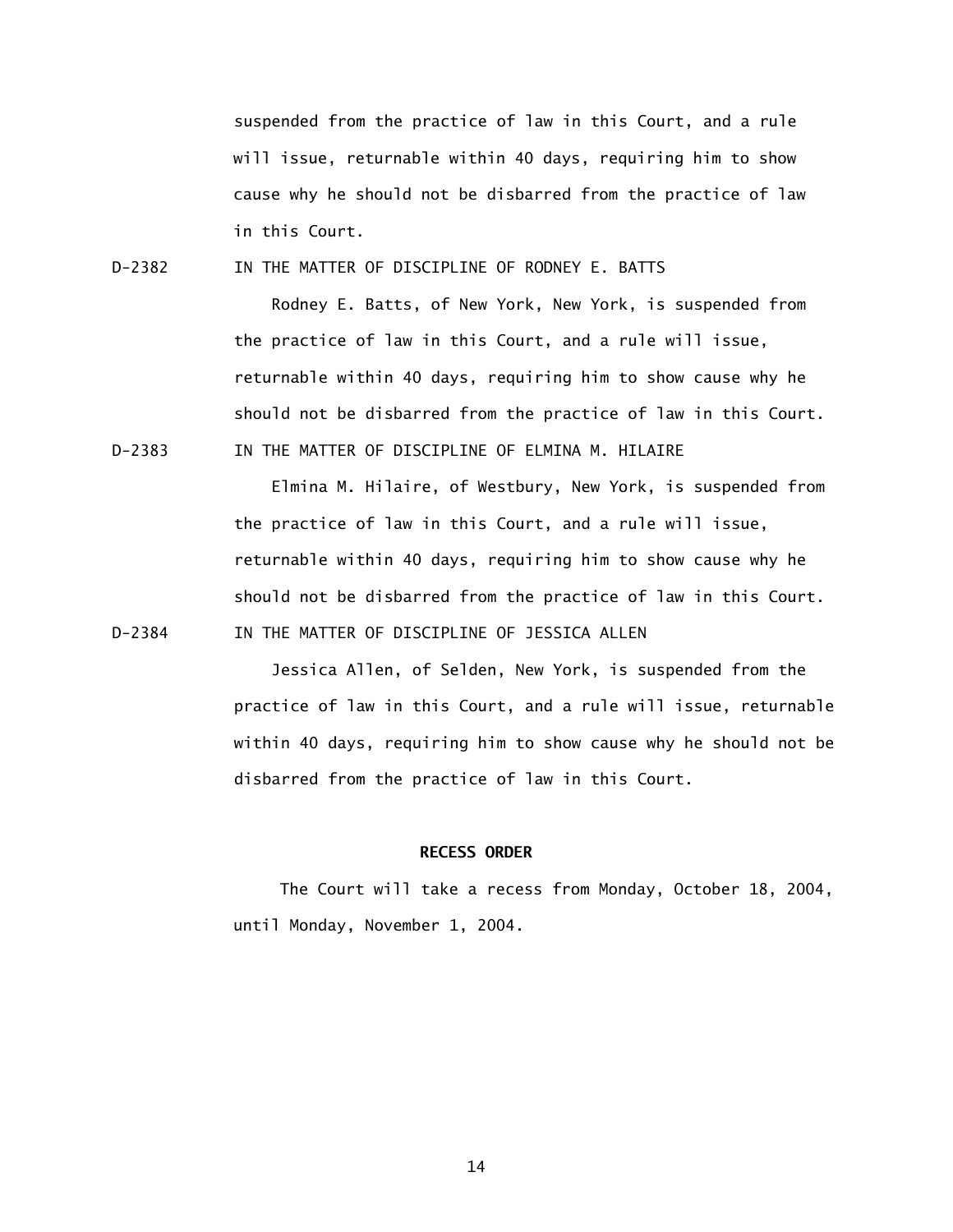suspended from the practice of law in this Court, and a rule will issue, returnable within 40 days, requiring him to show cause why he should not be disbarred from the practice of law in this Court.

D-2382 IN THE MATTER OF DISCIPLINE OF RODNEY E. BATTS

Rodney E. Batts, of New York, New York, is suspended from the practice of law in this Court, and a rule will issue, returnable within 40 days, requiring him to show cause why he should not be disbarred from the practice of law in this Court.

D-2383 IN THE MATTER OF DISCIPLINE OF ELMINA M. HILAIRE

Elmina M. Hilaire, of Westbury, New York, is suspended from the practice of law in this Court, and a rule will issue, returnable within 40 days, requiring him to show cause why he should not be disbarred from the practice of law in this Court.

D-2384 IN THE MATTER OF DISCIPLINE OF JESSICA ALLEN

Jessica Allen, of Selden, New York, is suspended from the practice of law in this Court, and a rule will issue, returnable within 40 days, requiring him to show cause why he should not be disbarred from the practice of law in this Court.

**RECESS ORDER**

The Court will take a recess from Monday, October 18, 2004, until Monday, November 1, 2004.